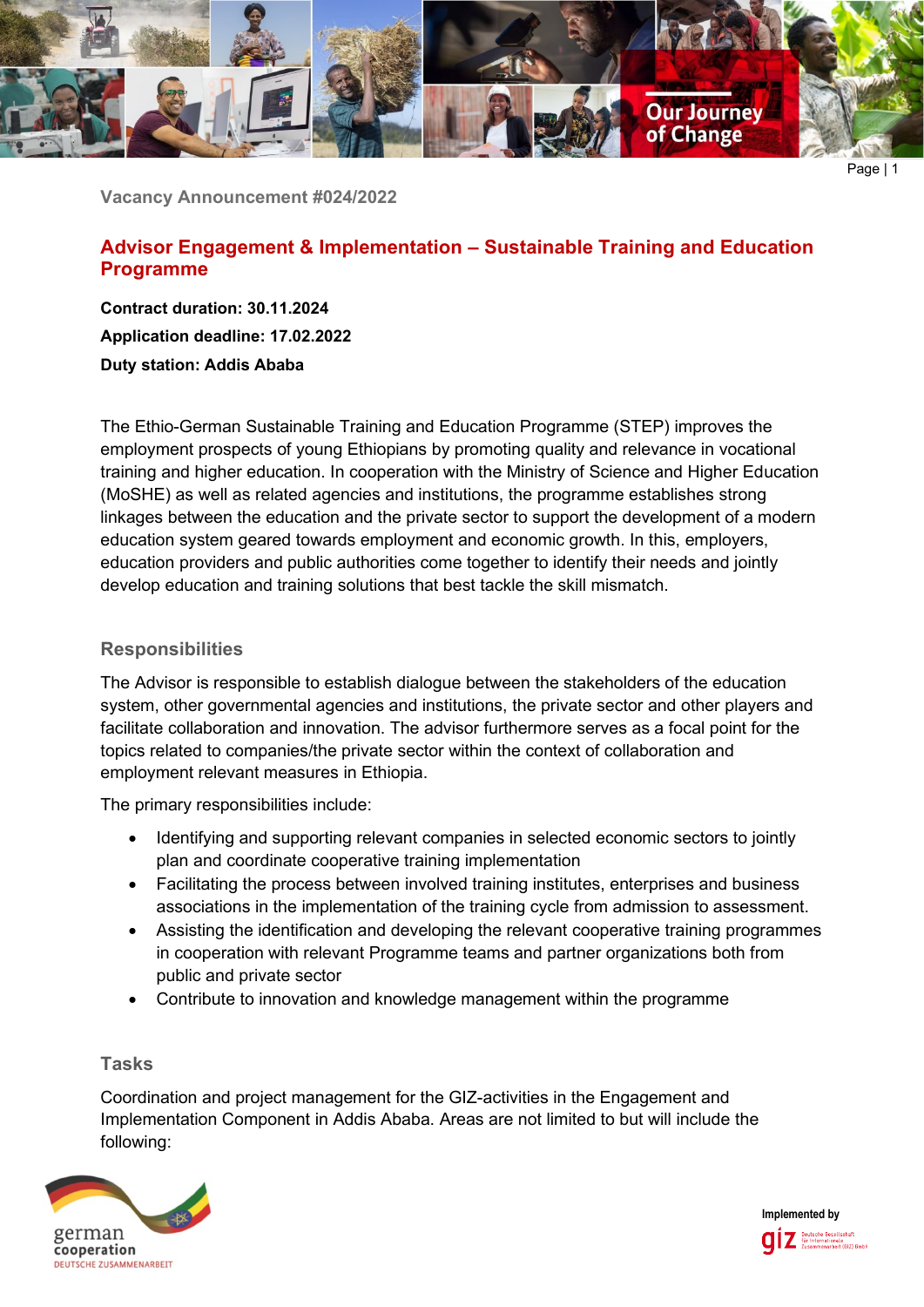Vacancy Announcement #024/2022

# Advisor Engagement & Implementation – Sustainable Training and Education Programme

**Contract duration: 30.11.2024**

**Application deadline: 17.02.2022**

**Duty station: Addis Ababa**

The Ethio-German Sustainable Training and Education Programme (STEP) improves the employment prospects of young Ethiopians by promoting quality and relevance in vocational training and higher education. In cooperation with the Ministry of Science and Higher Education (MoSHE) as well as related agencies and institutions, the programme establishes strong linkages between the education and the private sector to support the development of a modern education system geared towards employment and economic growth. In this, employers, education providers and public authorities come together to identify their needs and jointly develop education and training solutions that best tackle the skill mismatch.

## Responsibilities

The Advisor is responsible to establish dialogue between the stakeholders of the education system, other governmental agencies and institutions, the private sector and other players and facilitate collaboration and innovation. The advisor furthermore serves as a focal point for the topics related to companies/the private sector within the context of collaboration and employment relevant measures in Ethiopia.

The primary responsibilities include:

- Identifying and supporting relevant companies in selected economic sectors to jointly plan and coordinate cooperative training implementation
- Facilitating the process between involved training institutes, enterprises and business associations in the implementation of the training cycle from admission to assessment.
- Assisting the identification and developing the relevant cooperative training programmes in cooperation with relevant Programme teams and partner organizations both from public and private sector
- Contribute to innovation and knowledge management within the programme

## Tasks

Coordination and project management for the GIZ-activities in the Engagement and Implementation Component in Addis Ababa. Areas are not limited to but will include the following: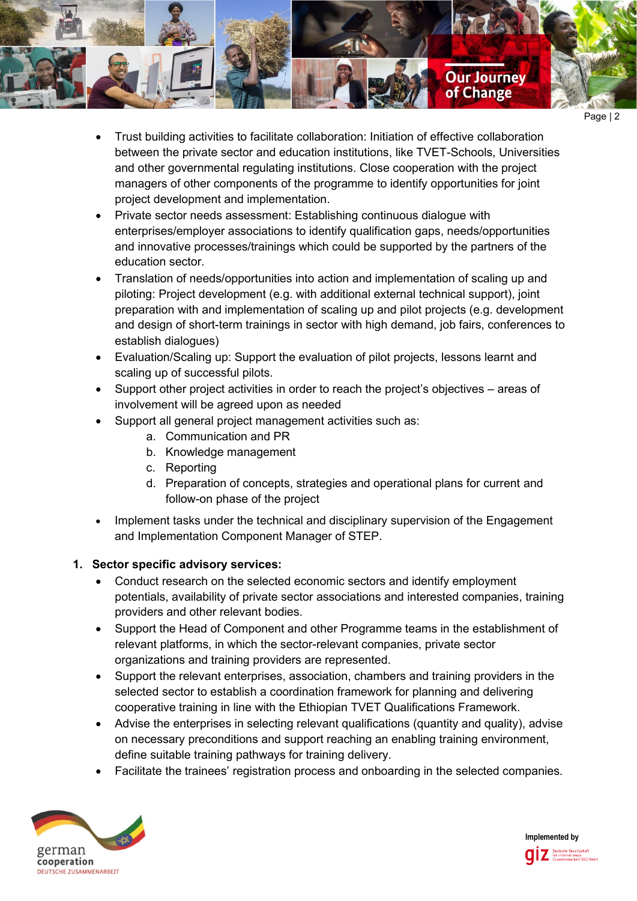- Trust building activities to facilitate collaboration: Initiation of effective collaboration between the private sector and education institutions, like TVET-Schools, Universities and other governmental regulating institutions. Close cooperation with the project managers of other components of the programme to identify opportunities for joint project development and implementation.
- Private sector needs assessment: Establishing continuous dialogue with enterprises/employer associations to identify qualification gaps, needs/opportunities and innovative processes/trainings which could be supported by the partners of the education sector.
- Translation of needs/opportunities into action and implementation of scaling up and piloting: Project development (e.g. with additional external technical support), joint preparation with and implementation of scaling up and pilot projects (e.g. development and design of short-term trainings in sector with high demand, job fairs, conferences to establish dialogues)
- Evaluation/Scaling up: Support the evaluation of pilot projects, lessons learnt and scaling up of successful pilots.
- Support other project activities in order to reach the project's objectives – areas of involvement will be agreed upon as needed
- Support all general project management activities such as:
    a. Communication and PR
    b. Knowledge management
    c. Reporting
    d. Preparation of concepts, strategies and operational plans for current and follow-on phase of the project
- Implement tasks under the technical and disciplinary supervision of the Engagement and Implementation Component Manager of STEP.

1. **Sector specific advisory services:**
    - Conduct research on the selected economic sectors and identify employment potentials, availability of private sector associations and interested companies, training providers and other relevant bodies.
    - Support the Head of Component and other Programme teams in the establishment of relevant platforms, in which the sector-relevant companies, private sector organizations and training providers are represented.
    - Support the relevant enterprises, association, chambers and training providers in the selected sector to establish a coordination framework for planning and delivering cooperative training in line with the Ethiopian TVET Qualifications Framework.
    - Advise the enterprises in selecting relevant qualifications (quantity and quality), advise on necessary preconditions and support reaching an enabling training environment, define suitable training pathways for training delivery.
    - Facilitate the trainees' registration process and onboarding in the selected companies.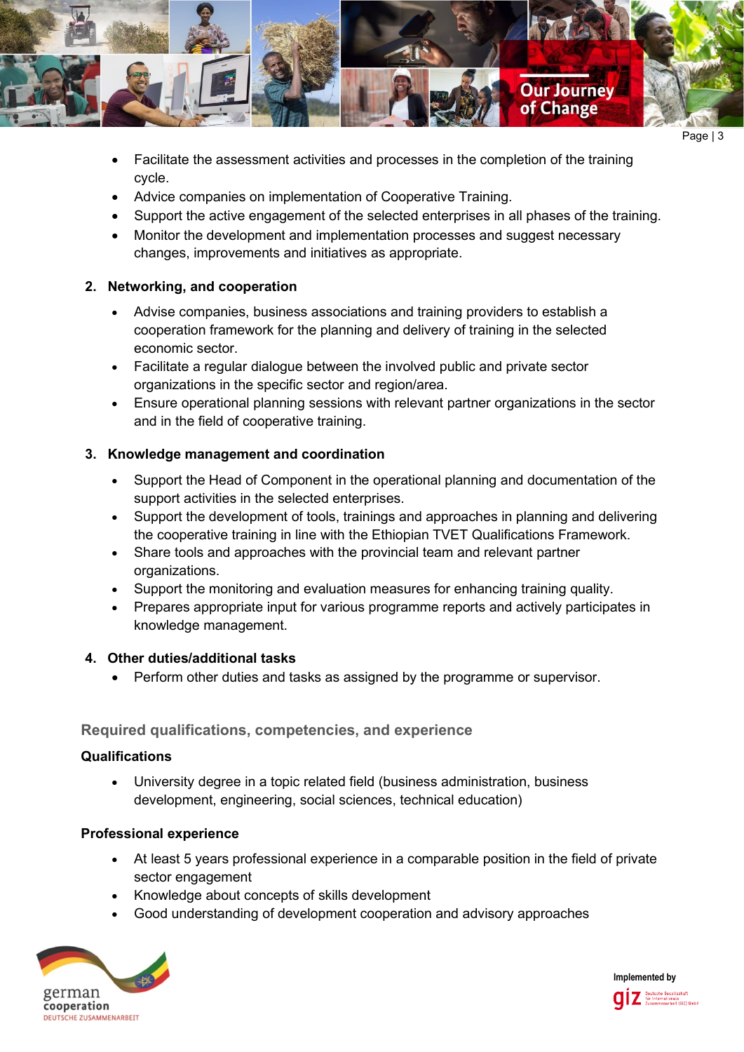- Facilitate the assessment activities and processes in the completion of the training cycle.
- Advice companies on implementation of Cooperative Training.
- Support the active engagement of the selected enterprises in all phases of the training.
- Monitor the development and implementation processes and suggest necessary changes, improvements and initiatives as appropriate.

**2. Networking, and cooperation**

- Advise companies, business associations and training providers to establish a cooperation framework for the planning and delivery of training in the selected economic sector.
- Facilitate a regular dialogue between the involved public and private sector organizations in the specific sector and region/area.
- Ensure operational planning sessions with relevant partner organizations in the sector and in the field of cooperative training.

**3. Knowledge management and coordination**

- Support the Head of Component in the operational planning and documentation of the support activities in the selected enterprises.
- Support the development of tools, trainings and approaches in planning and delivering the cooperative training in line with the Ethiopian TVET Qualifications Framework.
- Share tools and approaches with the provincial team and relevant partner organizations.
- Support the monitoring and evaluation measures for enhancing training quality.
- Prepares appropriate input for various programme reports and actively participates in knowledge management.

**4. Other duties/additional tasks**

- Perform other duties and tasks as assigned by the programme or supervisor.

## Required qualifications, competencies, and experience

**Qualifications**

- University degree in a topic related field (business administration, business development, engineering, social sciences, technical education)

**Professional experience**

- At least 5 years professional experience in a comparable position in the field of private sector engagement
- Knowledge about concepts of skills development
- Good understanding of development cooperation and advisory approaches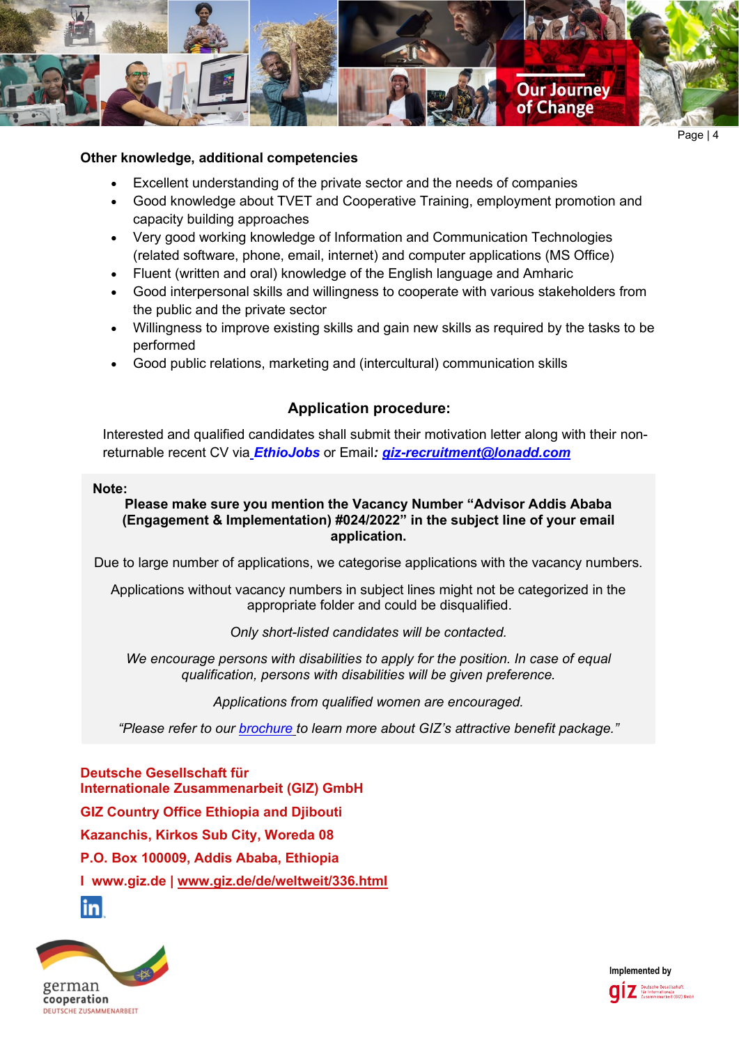**Other knowledge, additional competencies**

- Excellent understanding of the private sector and the needs of companies
- Good knowledge about TVET and Cooperative Training, employment promotion and capacity building approaches
- Very good working knowledge of Information and Communication Technologies (related software, phone, email, internet) and computer applications (MS Office)
- Fluent (written and oral) knowledge of the English language and Amharic
- Good interpersonal skills and willingness to cooperate with various stakeholders from the public and the private sector
- Willingness to improve existing skills and gain new skills as required by the tasks to be performed
- Good public relations, marketing and (intercultural) communication skills

## Application procedure:

Interested and qualified candidates shall submit their motivation letter along with their non-returnable recent CV via ***EthioJobs*** or Email***: giz-recruitment@lonadd.com***

**Note:**

**Please make sure you mention the Vacancy Number "Advisor Addis Ababa (Engagement & Implementation) #024/2022" in the subject line of your email application.**

Due to large number of applications, we categorise applications with the vacancy numbers.

Applications without vacancy numbers in subject lines might not be categorized in the appropriate folder and could be disqualified.

*Only short-listed candidates will be contacted.*

*We encourage persons with disabilities to apply for the position. In case of equal qualification, persons with disabilities will be given preference.*

*Applications from qualified women are encouraged.*

*"Please refer to our brochure to learn more about GIZ's attractive benefit package."*

**Deutsche Gesellschaft für**
**Internationale Zusammenarbeit (GIZ) GmbH**

**GIZ Country Office Ethiopia and Djibouti**

**Kazanchis, Kirkos Sub City, Woreda 08**

**P.O. Box 100009, Addis Ababa, Ethiopia**

**I www.giz.de | www.giz.de/de/weltweit/336.html**

german cooperation
DEUTSCHE ZUSAMMENARBEIT

Implemented by
giz Deutsche Gesellschaft für Internationale Zusammenarbeit (GIZ) GmbH